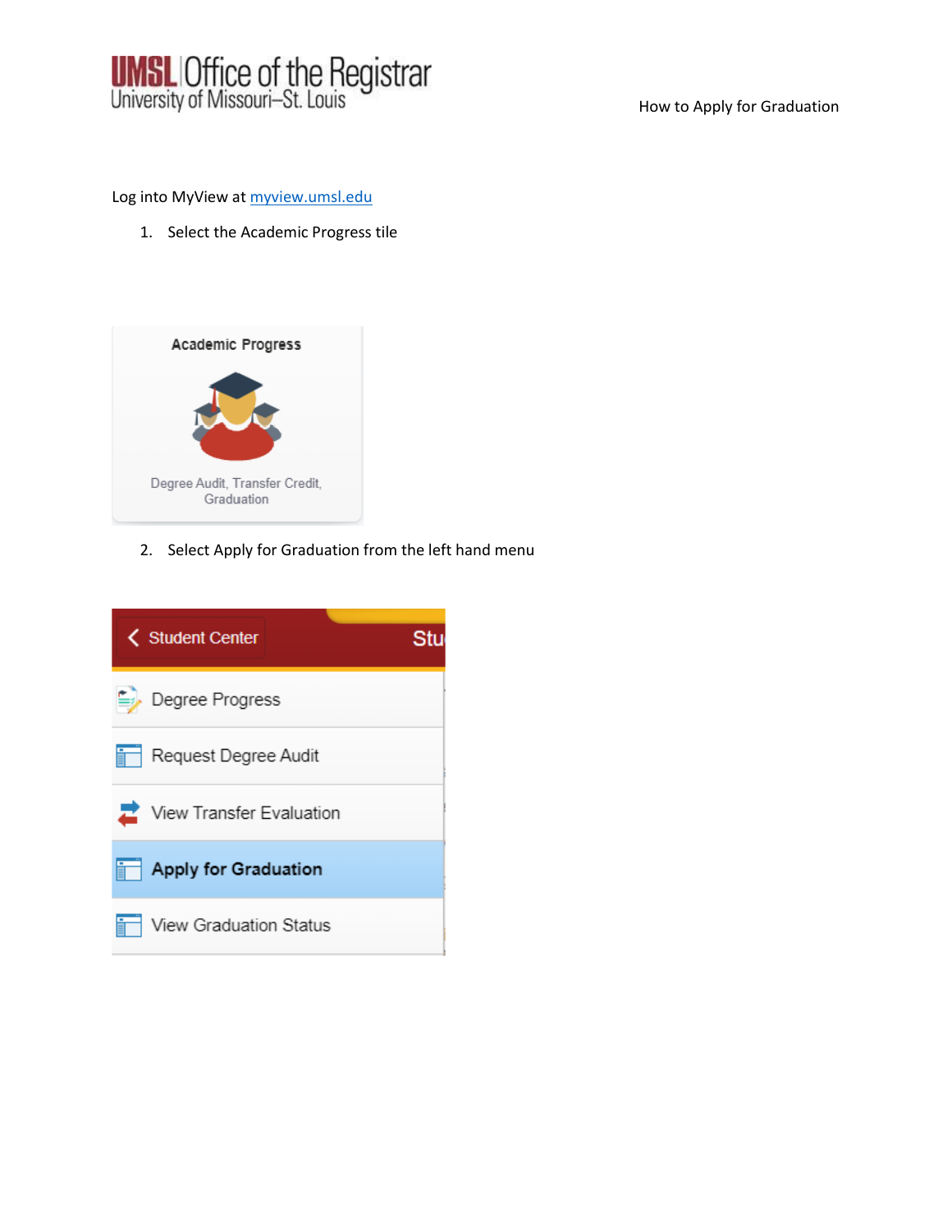# How to Apply for Graduation

Log into MyView at [myview.umsl.edu](http://myview.umsl.edu)

1. Select the Academic Progress tile

2. Select Apply for Graduation from the left hand menu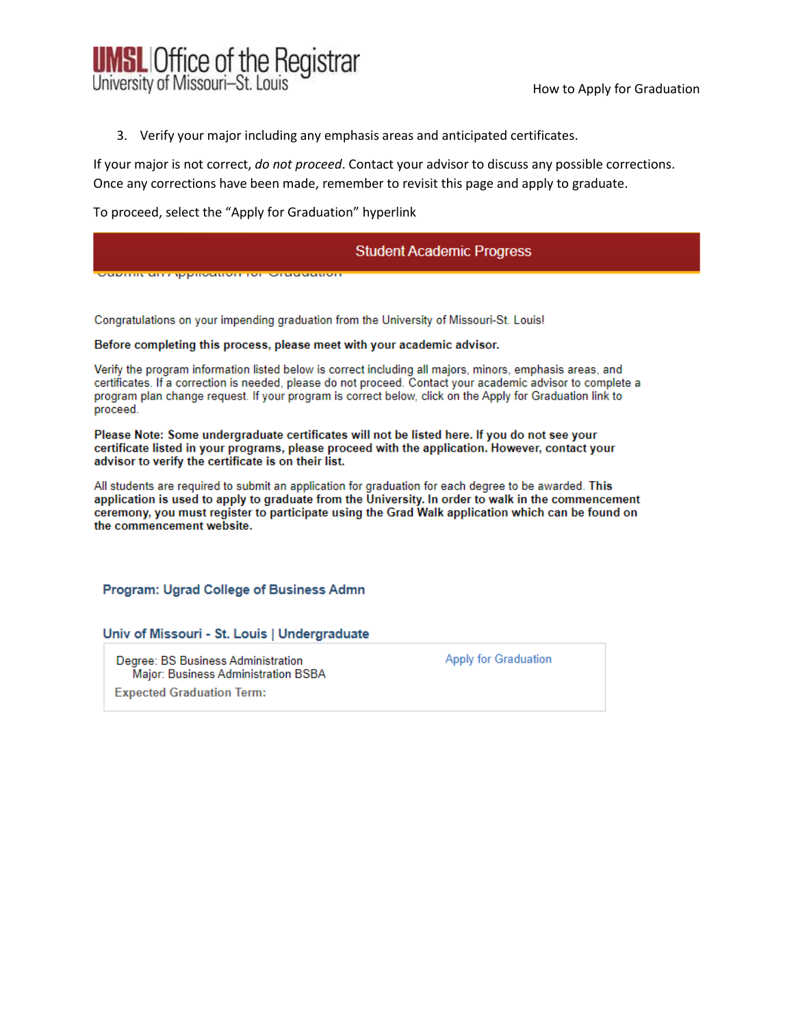3. Verify your major including any emphasis areas and anticipated certificates.

If your major is not correct, *do not proceed*. Contact your advisor to discuss any possible corrections. Once any corrections have been made, remember to revisit this page and apply to graduate.

To proceed, select the "Apply for Graduation" hyperlink

## Student Academic Progress

Submit an Application for Graduation

Congratulations on your impending graduation from the University of Missouri-St. Louis!

**Before completing this process, please meet with your academic advisor.**

Verify the program information listed below is correct including all majors, minors, emphasis areas, and certificates. If a correction is needed, please do not proceed. Contact your academic advisor to complete a program plan change request. If your program is correct below, click on the Apply for Graduation link to proceed.

**Please Note: Some undergraduate certificates will not be listed here. If you do not see your certificate listed in your programs, please proceed with the application. However, contact your advisor to verify the certificate is on their list.**

All students are required to submit an application for graduation for each degree to be awarded. **This application is used to apply to graduate from the University. In order to walk in the commencement ceremony, you must register to participate using the Grad Walk application which can be found on the commencement website.**

**Program: Ugrad College of Business Admn**

**Univ of Missouri - St. Louis | Undergraduate**

Degree: BS Business Administration
Major: Business Administration BSBA

**Expected Graduation Term:**

Apply for Graduation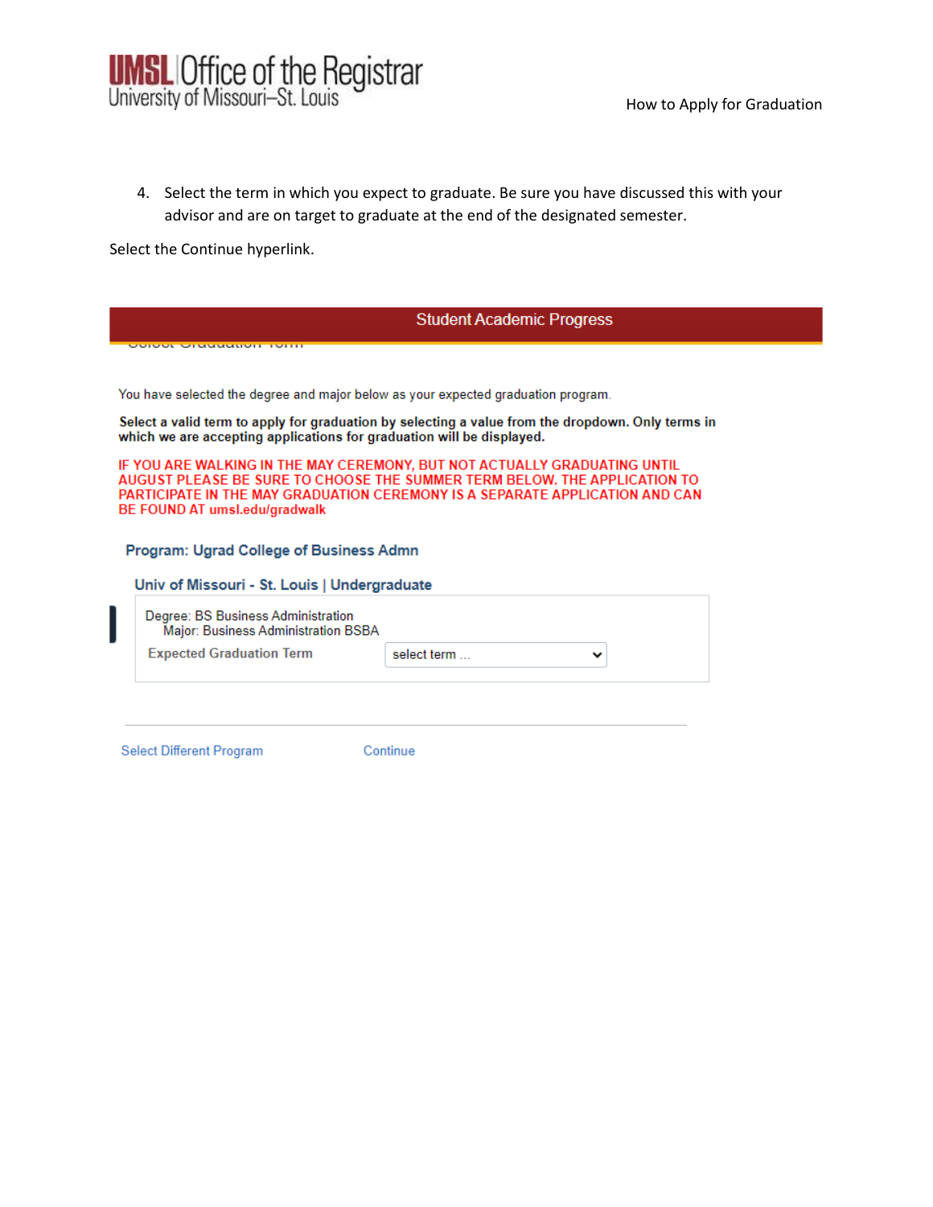4. Select the term in which you expect to graduate. Be sure you have discussed this with your advisor and are on target to graduate at the end of the designated semester.

Select the Continue hyperlink.

**Student Academic Progress**

Select Graduation Term

You have selected the degree and major below as your expected graduation program.

**Select a valid term to apply for graduation by selecting a value from the dropdown. Only terms in which we are accepting applications for graduation will be displayed.**

**IF YOU ARE WALKING IN THE MAY CEREMONY, BUT NOT ACTUALLY GRADUATING UNTIL AUGUST PLEASE BE SURE TO CHOOSE THE SUMMER TERM BELOW. THE APPLICATION TO PARTICIPATE IN THE MAY GRADUATION CEREMONY IS A SEPARATE APPLICATION AND CAN BE FOUND AT umsl.edu/gradwalk**

**Program: Ugrad College of Business Admn**

**Univ of Missouri - St. Louis | Undergraduate**

Degree: BS Business Administration
Major: Business Administration BSBA

Expected Graduation Term: select term ...

Select Different Program | Continue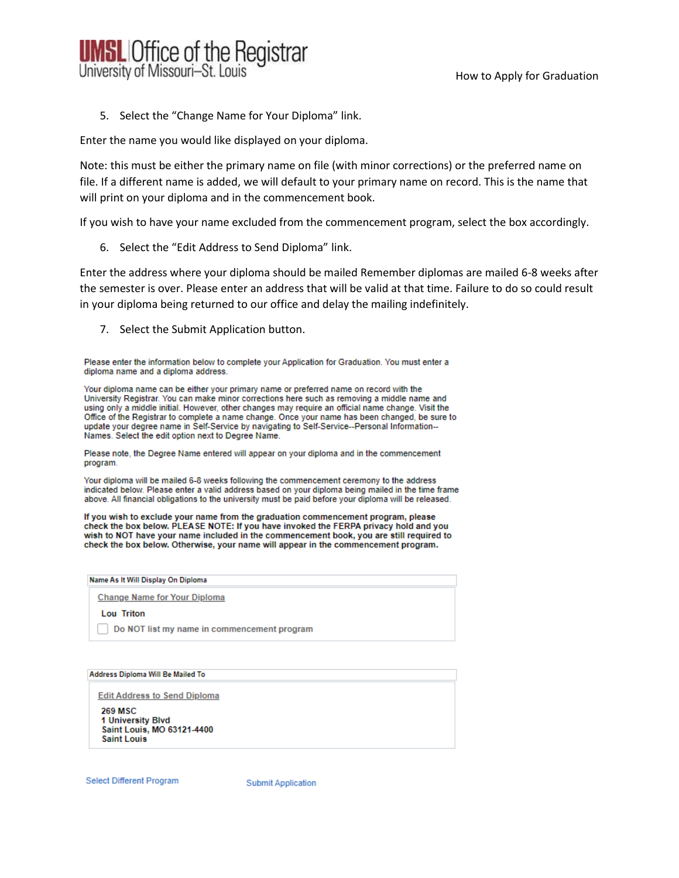5. Select the “Change Name for Your Diploma” link.

Enter the name you would like displayed on your diploma.

Note: this must be either the primary name on file (with minor corrections) or the preferred name on file. If a different name is added, we will default to your primary name on record. This is the name that will print on your diploma and in the commencement book.

If you wish to have your name excluded from the commencement program, select the box accordingly.

6. Select the “Edit Address to Send Diploma” link.

Enter the address where your diploma should be mailed Remember diplomas are mailed 6-8 weeks after the semester is over. Please enter an address that will be valid at that time. Failure to do so could result in your diploma being returned to our office and delay the mailing indefinitely.

7. Select the Submit Application button.

Please enter the information below to complete your Application for Graduation. You must enter a diploma name and a diploma address.

Your diploma name can be either your primary name or preferred name on record with the University Registrar. You can make minor corrections here such as removing a middle name and using only a middle initial. However, other changes may require an official name change. Visit the Office of the Registrar to complete a name change. Once your name has been changed, be sure to update your degree name in Self-Service by navigating to Self-Service--Personal Information--Names. Select the edit option next to Degree Name.

Please note, the Degree Name entered will appear on your diploma and in the commencement program.

Your diploma will be mailed 6-8 weeks following the commencement ceremony to the address indicated below. Please enter a valid address based on your diploma being mailed in the time frame above. All financial obligations to the university must be paid before your diploma will be released.

**If you wish to exclude your name from the graduation commencement program, please check the box below. PLEASE NOTE: If you have invoked the FERPA privacy hold and you wish to NOT have your name included in the commencement book, you are still required to check the box below. Otherwise, your name will appear in the commencement program.**

Name As It Will Display On Diploma

Change Name for Your Diploma

Lou Triton

☐ Do NOT list my name in commencement program

Address Diploma Will Be Mailed To

Edit Address to Send Diploma

269 MSC
1 University Blvd
Saint Louis, MO 63121-4400
Saint Louis

Select Different Program    Submit Application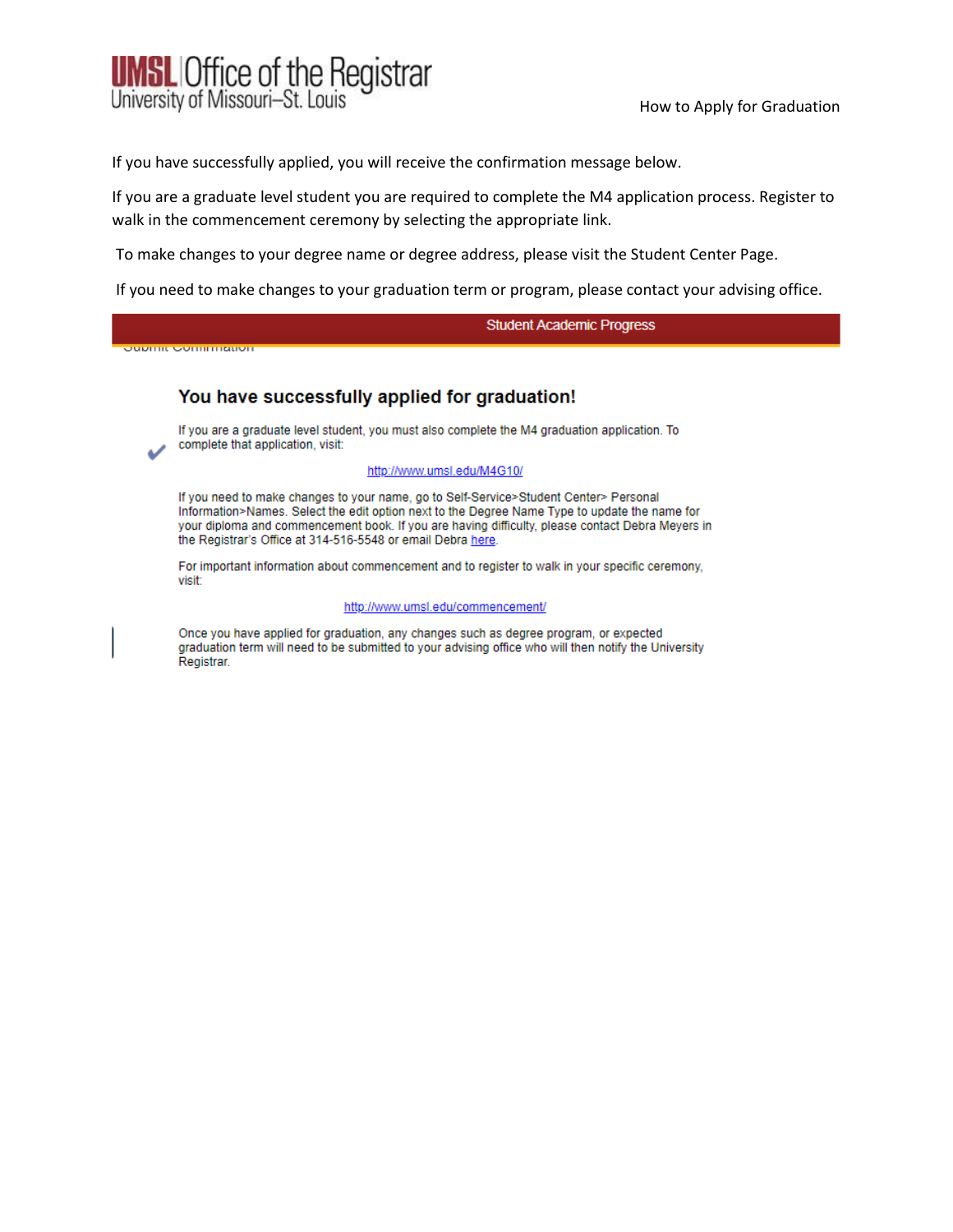If you have successfully applied, you will receive the confirmation message below.

If you are a graduate level student you are required to complete the M4 application process. Register to walk in the commencement ceremony by selecting the appropriate link.

To make changes to your degree name or degree address, please visit the Student Center Page.

If you need to make changes to your graduation term or program, please contact your advising office.

Student Academic Progress

Submit Confirmation

## You have successfully applied for graduation!

If you are a graduate level student, you must also complete the M4 graduation application. To complete that application, visit:

http://www.umsl.edu/M4G10/

If you need to make changes to your name, go to Self-Service>Student Center> Personal Information>Names. Select the edit option next to the Degree Name Type to update the name for your diploma and commencement book. If you are having difficulty, please contact Debra Meyers in the Registrar's Office at 314-516-5548 or email Debra here.

For important information about commencement and to register to walk in your specific ceremony, visit:

http://www.umsl.edu/commencement/

Once you have applied for graduation, any changes such as degree program, or expected graduation term will need to be submitted to your advising office who will then notify the University Registrar.